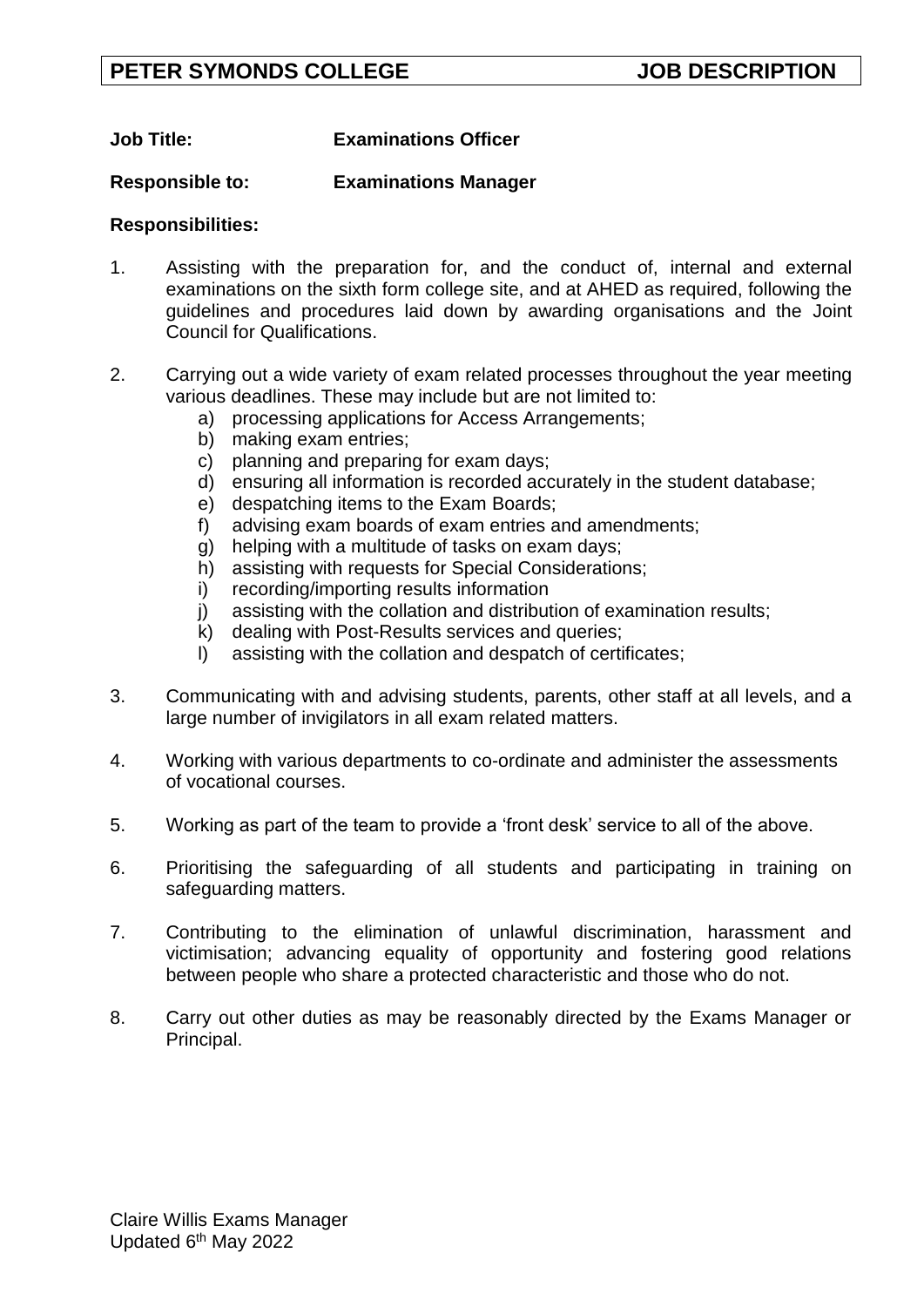**PETER SYMONDS COLLEGE** **JOB DESCRIPTION**

**Job Title:** **Examinations Officer**

**Responsible to:** **Examinations Manager**

**Responsibilities:**

1. Assisting with the preparation for, and the conduct of, internal and external examinations on the sixth form college site, and at AHED as required, following the guidelines and procedures laid down by awarding organisations and the Joint Council for Qualifications.

2. Carrying out a wide variety of exam related processes throughout the year meeting various deadlines. These may include but are not limited to:
   a) processing applications for Access Arrangements;
   b) making exam entries;
   c) planning and preparing for exam days;
   d) ensuring all information is recorded accurately in the student database;
   e) despatching items to the Exam Boards;
   f) advising exam boards of exam entries and amendments;
   g) helping with a multitude of tasks on exam days;
   h) assisting with requests for Special Considerations;
   i) recording/importing results information
   j) assisting with the collation and distribution of examination results;
   k) dealing with Post-Results services and queries;
   l) assisting with the collation and despatch of certificates;

3. Communicating with and advising students, parents, other staff at all levels, and a large number of invigilators in all exam related matters.

4. Working with various departments to co-ordinate and administer the assessments of vocational courses.

5. Working as part of the team to provide a 'front desk' service to all of the above.

6. Prioritising the safeguarding of all students and participating in training on safeguarding matters.

7. Contributing to the elimination of unlawful discrimination, harassment and victimisation; advancing equality of opportunity and fostering good relations between people who share a protected characteristic and those who do not.

8. Carry out other duties as may be reasonably directed by the Exams Manager or Principal.

Claire Willis Exams Manager
Updated 6th May 2022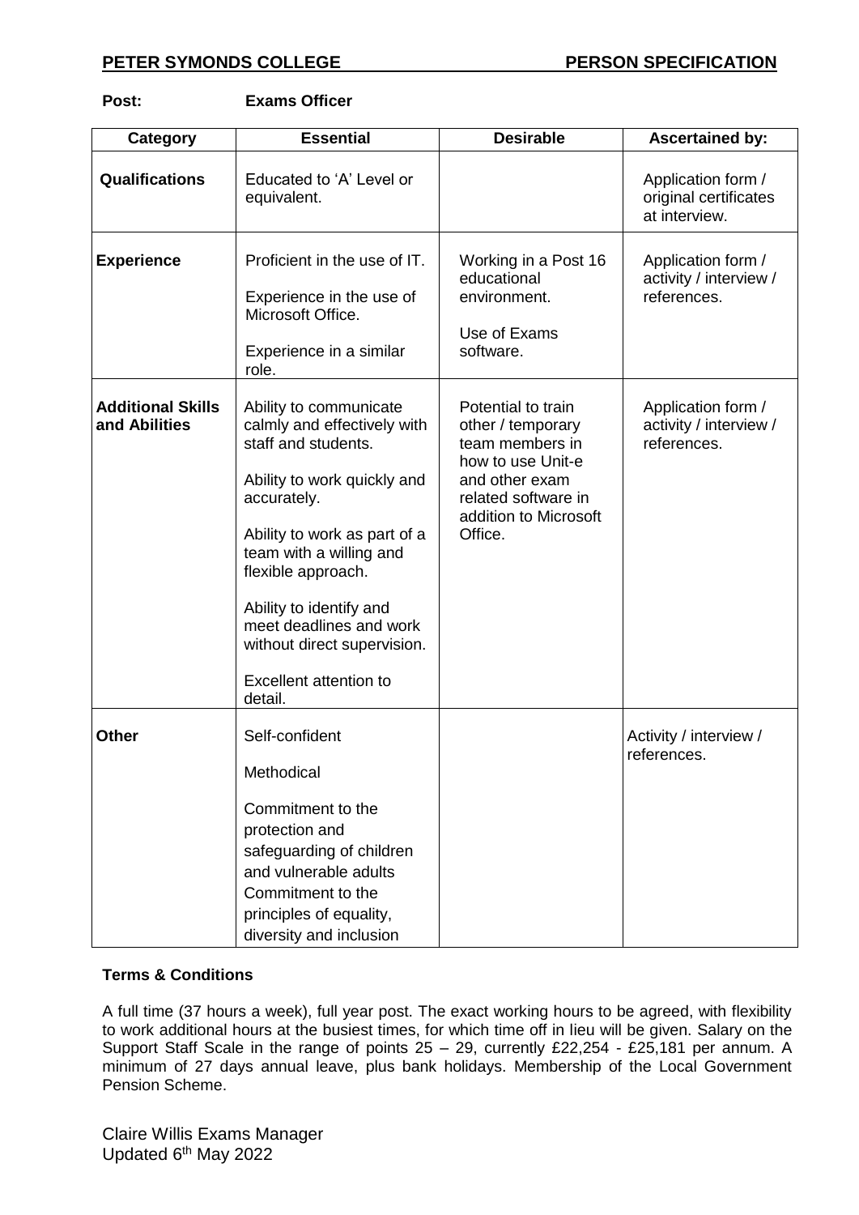**PETER SYMONDS COLLEGE** **PERSON SPECIFICATION**

**Post:** **Exams Officer**

| Category | Essential | Desirable | Ascertained by: |
|---|---|---|---|
| **Qualifications** | Educated to 'A' Level or equivalent. | | Application form / original certificates at interview. |
| **Experience** | Proficient in the use of IT.<br><br>Experience in the use of Microsoft Office.<br><br>Experience in a similar role. | Working in a Post 16 educational environment.<br><br>Use of Exams software. | Application form / activity / interview / references. |
| **Additional Skills and Abilities** | Ability to communicate calmly and effectively with staff and students.<br><br>Ability to work quickly and accurately.<br><br>Ability to work as part of a team with a willing and flexible approach.<br><br>Ability to identify and meet deadlines and work without direct supervision.<br><br>Excellent attention to detail. | Potential to train other / temporary team members in how to use Unit-e and other exam related software in addition to Microsoft Office. | Application form / activity / interview / references. |
| **Other** | Self-confident<br><br>Methodical<br><br>Commitment to the protection and safeguarding of children and vulnerable adults<br>Commitment to the principles of equality, diversity and inclusion | | Activity / interview / references. |

**Terms & Conditions**

A full time (37 hours a week), full year post. The exact working hours to be agreed, with flexibility to work additional hours at the busiest times, for which time off in lieu will be given. Salary on the Support Staff Scale in the range of points 25 – 29, currently £22,254 - £25,181 per annum. A minimum of 27 days annual leave, plus bank holidays. Membership of the Local Government Pension Scheme.

Claire Willis Exams Manager
Updated 6th May 2022